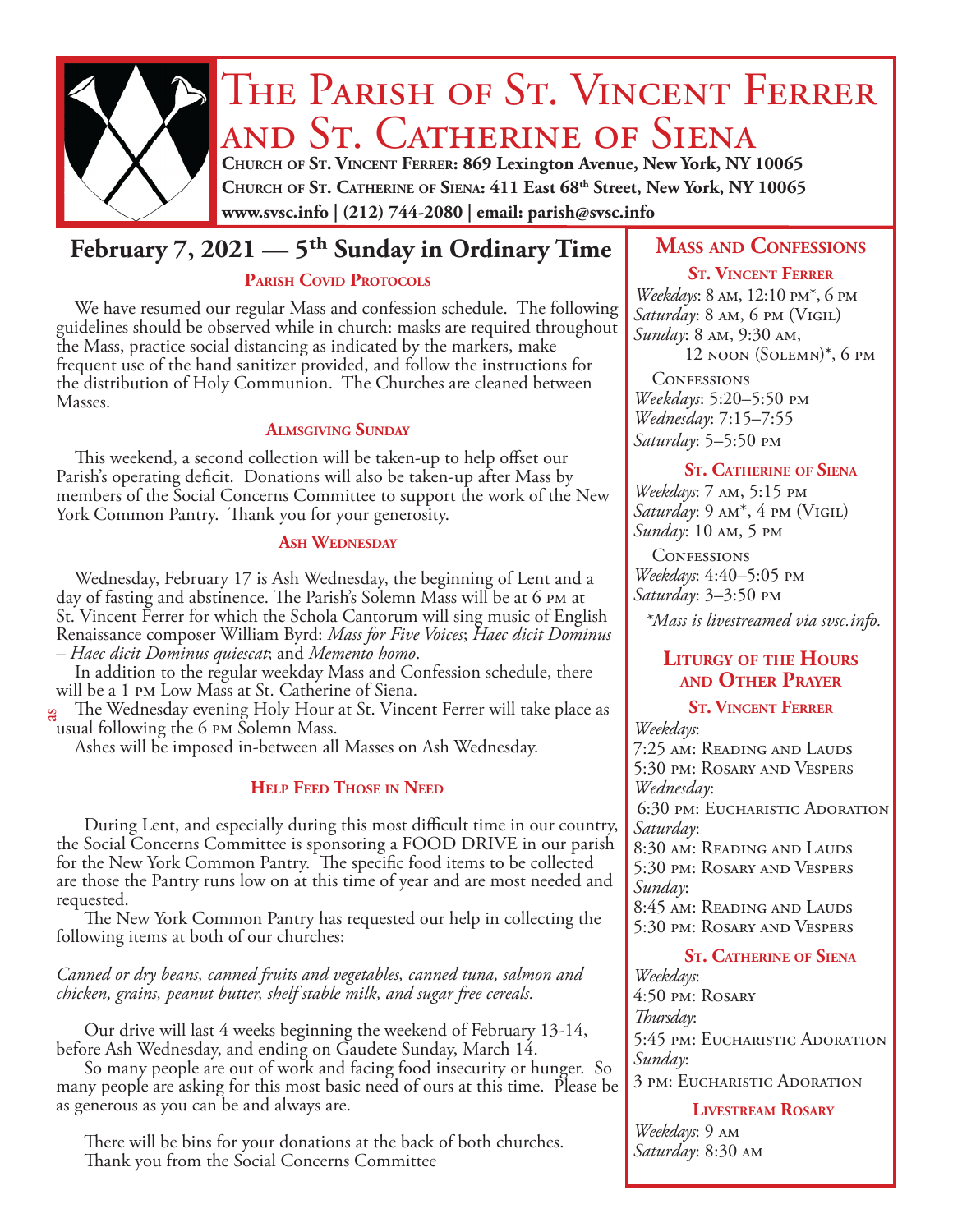# The Parish of St. Vincent Ferrer and St. Catherine of Siena

**Church of St. Vincent Ferrer: 869 Lexington Avenue, New York, NY 10065**
**Church of St. Catherine of Siena: 411 East 68th Street, New York, NY 10065**
**www.svsc.info | (212) 744-2080 | email: parish@svsc.info**

## February 7, 2021 — 5th Sunday in Ordinary Time

### Parish Covid Protocols

We have resumed our regular Mass and confession schedule. The following guidelines should be observed while in church: masks are required throughout the Mass, practice social distancing as indicated by the markers, make frequent use of the hand sanitizer provided, and follow the instructions for the distribution of Holy Communion. The Churches are cleaned between Masses.

### Almsgiving Sunday

This weekend, a second collection will be taken-up to help offset our Parish's operating deficit. Donations will also be taken-up after Mass by members of the Social Concerns Committee to support the work of the New York Common Pantry. Thank you for your generosity.

### Ash Wednesday

Wednesday, February 17 is Ash Wednesday, the beginning of Lent and a day of fasting and abstinence. The Parish's Solemn Mass will be at 6 PM at St. Vincent Ferrer for which the Schola Cantorum will sing music of English Renaissance composer William Byrd: *Mass for Five Voices*; *Haec dicit Dominus – Haec dicit Dominus quiescat*; and *Memento homo*.

In addition to the regular weekday Mass and Confession schedule, there will be a 1 PM Low Mass at St. Catherine of Siena.

The Wednesday evening Holy Hour at St. Vincent Ferrer will take place as usual following the 6 PM Solemn Mass.

Ashes will be imposed in-between all Masses on Ash Wednesday.

### Help Feed Those in Need

During Lent, and especially during this most difficult time in our country, the Social Concerns Committee is sponsoring a FOOD DRIVE in our parish for the New York Common Pantry. The specific food items to be collected are those the Pantry runs low on at this time of year and are most needed and requested.

The New York Common Pantry has requested our help in collecting the following items at both of our churches:

*Canned or dry beans, canned fruits and vegetables, canned tuna, salmon and chicken, grains, peanut butter, shelf stable milk, and sugar free cereals.*

Our drive will last 4 weeks beginning the weekend of February 13-14, before Ash Wednesday, and ending on Gaudete Sunday, March 14.

So many people are out of work and facing food insecurity or hunger. So many people are asking for this most basic need of ours at this time. Please be as generous as you can be and always are.

There will be bins for your donations at the back of both churches.
Thank you from the Social Concerns Committee

## Mass and Confessions

### St. Vincent Ferrer

*Weekdays*: 8 AM, 12:10 PM*, 6 PM
*Saturday*: 8 AM, 6 PM (Vigil)
*Sunday*: 8 AM, 9:30 AM, 12 NOON (Solemn)*, 6 PM

Confessions
*Weekdays*: 5:20–5:50 PM
*Wednesday*: 7:15–7:55
*Saturday*: 5–5:50 PM

### St. Catherine of Siena

*Weekdays*: 7 AM, 5:15 PM
*Saturday*: 9 AM*, 4 PM (Vigil)
*Sunday*: 10 AM, 5 PM

Confessions
*Weekdays*: 4:40–5:05 PM
*Saturday*: 3–3:50 PM

*\*Mass is livestreamed via svsc.info.*

## Liturgy of the Hours and Other Prayer

### St. Vincent Ferrer

*Weekdays*:
7:25 AM: Reading and Lauds
5:30 PM: Rosary and Vespers
*Wednesday*:
6:30 PM: Eucharistic Adoration
*Saturday*:
8:30 AM: Reading and Lauds
5:30 PM: Rosary and Vespers
*Sunday*:
8:45 AM: Reading and Lauds
5:30 PM: Rosary and Vespers

### St. Catherine of Siena

*Weekdays*:
4:50 PM: Rosary
*Thursday*:
5:45 PM: Eucharistic Adoration
*Sunday*:
3 PM: Eucharistic Adoration

### Livestream Rosary

*Weekdays*: 9 AM
*Saturday*: 8:30 AM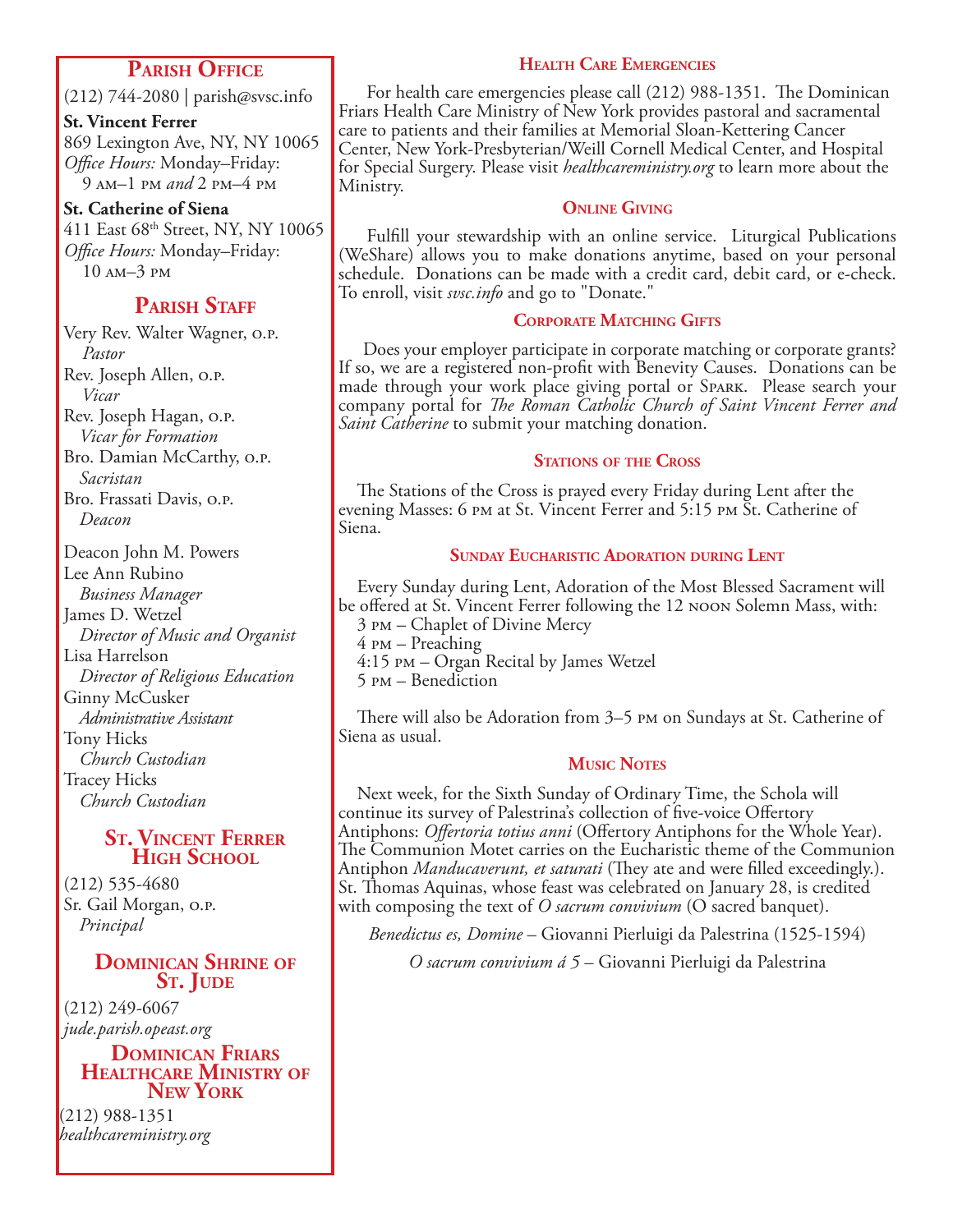## Parish Office

(212) 744-2080 | parish@svsc.info

**St. Vincent Ferrer**
869 Lexington Ave, NY, NY 10065
*Office Hours:* Monday–Friday:
9 AM–1 PM *and* 2 PM–4 PM

**St. Catherine of Siena**
411 East 68th Street, NY, NY 10065
*Office Hours:* Monday–Friday:
10 AM–3 PM

## Parish Staff

Very Rev. Walter Wagner, O.P.
*Pastor*
Rev. Joseph Allen, O.P.
*Vicar*
Rev. Joseph Hagan, O.P.
*Vicar for Formation*
Bro. Damian McCarthy, O.P.
*Sacristan*
Bro. Frassati Davis, O.P.
*Deacon*

Deacon John M. Powers
Lee Ann Rubino
*Business Manager*
James D. Wetzel
*Director of Music and Organist*
Lisa Harrelson
*Director of Religious Education*
Ginny McCusker
*Administrative Assistant*
Tony Hicks
*Church Custodian*
Tracey Hicks
*Church Custodian*

## St. Vincent Ferrer High School

(212) 535-4680
Sr. Gail Morgan, O.P.
*Principal*

## Dominican Shrine of St. Jude

(212) 249-6067
*jude.parish.opeast.org*

## Dominican Friars Healthcare Ministry of New York

(212) 988-1351
*healthcareministry.org*

## Health Care Emergencies

For health care emergencies please call (212) 988-1351. The Dominican Friars Health Care Ministry of New York provides pastoral and sacramental care to patients and their families at Memorial Sloan-Kettering Cancer Center, New York-Presbyterian/Weill Cornell Medical Center, and Hospital for Special Surgery. Please visit *healthcareministry.org* to learn more about the Ministry.

## Online Giving

Fulfill your stewardship with an online service. Liturgical Publications (WeShare) allows you to make donations anytime, based on your personal schedule. Donations can be made with a credit card, debit card, or e-check. To enroll, visit *svsc.info* and go to "Donate."

## Corporate Matching Gifts

Does your employer participate in corporate matching or corporate grants? If so, we are a registered non-profit with Benevity Causes. Donations can be made through your work place giving portal or SPARK. Please search your company portal for *The Roman Catholic Church of Saint Vincent Ferrer and Saint Catherine* to submit your matching donation.

## Stations of the Cross

The Stations of the Cross is prayed every Friday during Lent after the evening Masses: 6 PM at St. Vincent Ferrer and 5:15 PM St. Catherine of Siena.

## Sunday Eucharistic Adoration during Lent

Every Sunday during Lent, Adoration of the Most Blessed Sacrament will be offered at St. Vincent Ferrer following the 12 NOON Solemn Mass, with:
3 PM – Chaplet of Divine Mercy
4 PM – Preaching
4:15 PM – Organ Recital by James Wetzel
5 PM – Benediction

There will also be Adoration from 3–5 PM on Sundays at St. Catherine of Siena as usual.

## Music Notes

Next week, for the Sixth Sunday of Ordinary Time, the Schola will continue its survey of Palestrina's collection of five-voice Offertory Antiphons: *Offertoria totius anni* (Offertory Antiphons for the Whole Year). The Communion Motet carries on the Eucharistic theme of the Communion Antiphon *Manducaverunt, et saturati* (They ate and were filled exceedingly.). St. Thomas Aquinas, whose feast was celebrated on January 28, is credited with composing the text of *O sacrum convivium* (O sacred banquet).

*Benedictus es, Domine* – Giovanni Pierluigi da Palestrina (1525-1594)

*O sacrum convivium á 5* – Giovanni Pierluigi da Palestrina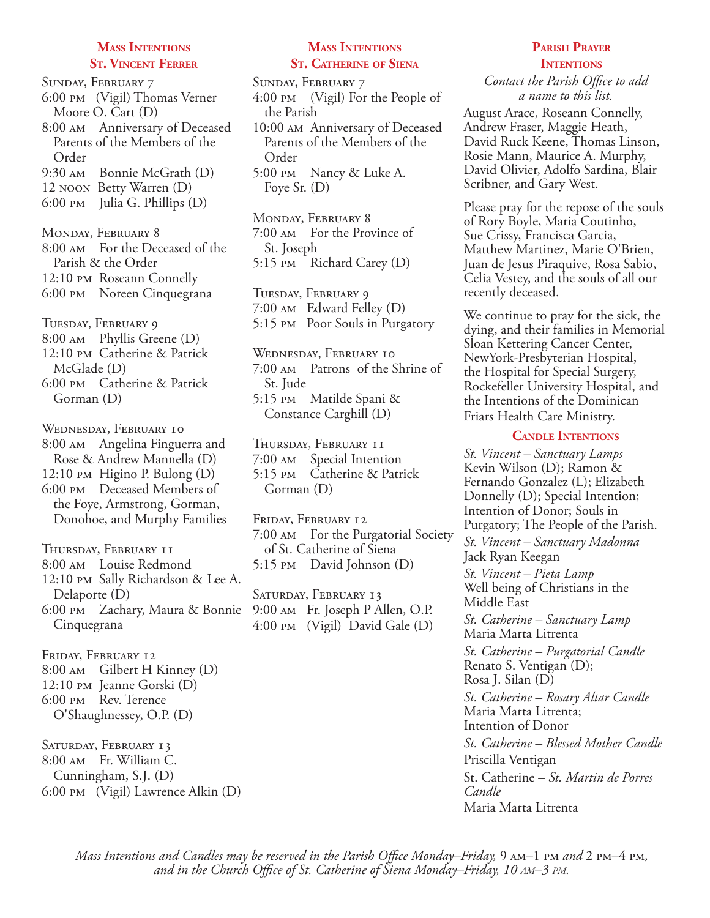## Mass Intentions St. Vincent Ferrer

**Sunday, February 7**

6:00 PM (Vigil) Thomas Verner Moore O. Cart (D)

8:00 AM Anniversary of Deceased Parents of the Members of the Order

9:30 AM Bonnie McGrath (D)

12 NOON Betty Warren (D)

6:00 PM Julia G. Phillips (D)

**Monday, February 8**

8:00 AM For the Deceased of the Parish & the Order

12:10 PM Roseann Connelly

6:00 PM Noreen Cinquegrana

**Tuesday, February 9**

8:00 AM Phyllis Greene (D)

12:10 PM Catherine & Patrick McGlade (D)

6:00 PM Catherine & Patrick Gorman (D)

**Wednesday, February 10**

8:00 AM Angelina Finguerra and Rose & Andrew Mannella (D)

12:10 PM Higino P. Bulong (D)

6:00 PM Deceased Members of the Foye, Armstrong, Gorman, Donohoe, and Murphy Families

**Thursday, February 11**

8:00 AM Louise Redmond

12:10 PM Sally Richardson & Lee A. Delaporte (D)

6:00 PM Zachary, Maura & Bonnie Cinquegrana

**Friday, February 12**

8:00 AM Gilbert H Kinney (D)

12:10 PM Jeanne Gorski (D)

6:00 PM Rev. Terence O'Shaughnessey, O.P. (D)

**Saturday, February 13**

8:00 AM Fr. William C. Cunningham, S.J. (D)

6:00 PM (Vigil) Lawrence Alkin (D)

## Mass Intentions St. Catherine of Siena

**Sunday, February 7**

4:00 PM (Vigil) For the People of the Parish

10:00 AM Anniversary of Deceased Parents of the Members of the Order

5:00 PM Nancy & Luke A. Foye Sr. (D)

**Monday, February 8**

7:00 AM For the Province of St. Joseph

5:15 PM Richard Carey (D)

**Tuesday, February 9**

7:00 AM Edward Felley (D)

5:15 PM Poor Souls in Purgatory

**Wednesday, February 10**

7:00 AM Patrons of the Shrine of St. Jude

5:15 PM Matilde Spani & Constance Carghill (D)

**Thursday, February 11**

7:00 AM Special Intention

5:15 PM Catherine & Patrick Gorman (D)

**Friday, February 12**

7:00 AM For the Purgatorial Society of St. Catherine of Siena

5:15 PM David Johnson (D)

**Saturday, February 13**

9:00 AM Fr. Joseph P Allen, O.P.

4:00 PM (Vigil) David Gale (D)

## Parish Prayer Intentions

*Contact the Parish Office to add a name to this list.*

August Arace, Roseann Connelly, Andrew Fraser, Maggie Heath, David Ruck Keene, Thomas Linson, Rosie Mann, Maurice A. Murphy, David Olivier, Adolfo Sardina, Blair Scribner, and Gary West.

Please pray for the repose of the souls of Rory Boyle, Maria Coutinho, Sue Crissy, Francisca Garcia, Matthew Martinez, Marie O'Brien, Juan de Jesus Piraquive, Rosa Sabio, Celia Vestey, and the souls of all our recently deceased.

We continue to pray for the sick, the dying, and their families in Memorial Sloan Kettering Cancer Center, NewYork-Presbyterian Hospital, the Hospital for Special Surgery, Rockefeller University Hospital, and the Intentions of the Dominican Friars Health Care Ministry.

## Candle Intentions

*St. Vincent – Sanctuary Lamps*
Kevin Wilson (D); Ramon & Fernando Gonzalez (L); Elizabeth Donnelly (D); Special Intention; Intention of Donor; Souls in Purgatory; The People of the Parish.

*St. Vincent – Sanctuary Madonna*
Jack Ryan Keegan

*St. Vincent – Pieta Lamp*
Well being of Christians in the Middle East

*St. Catherine – Sanctuary Lamp*
Maria Marta Litrenta

*St. Catherine – Purgatorial Candle*
Renato S. Ventigan (D); Rosa J. Silan (D)

*St. Catherine – Rosary Altar Candle*
Maria Marta Litrenta; Intention of Donor

*St. Catherine – Blessed Mother Candle*
Priscilla Ventigan

St. Catherine – *St. Martin de Porres Candle*
Maria Marta Litrenta

*Mass Intentions and Candles may be reserved in the Parish Office Monday–Friday,* 9 AM–1 PM *and* 2 PM–4 PM*, and in the Church Office of St. Catherine of Siena Monday–Friday, 10 AM–3 PM.*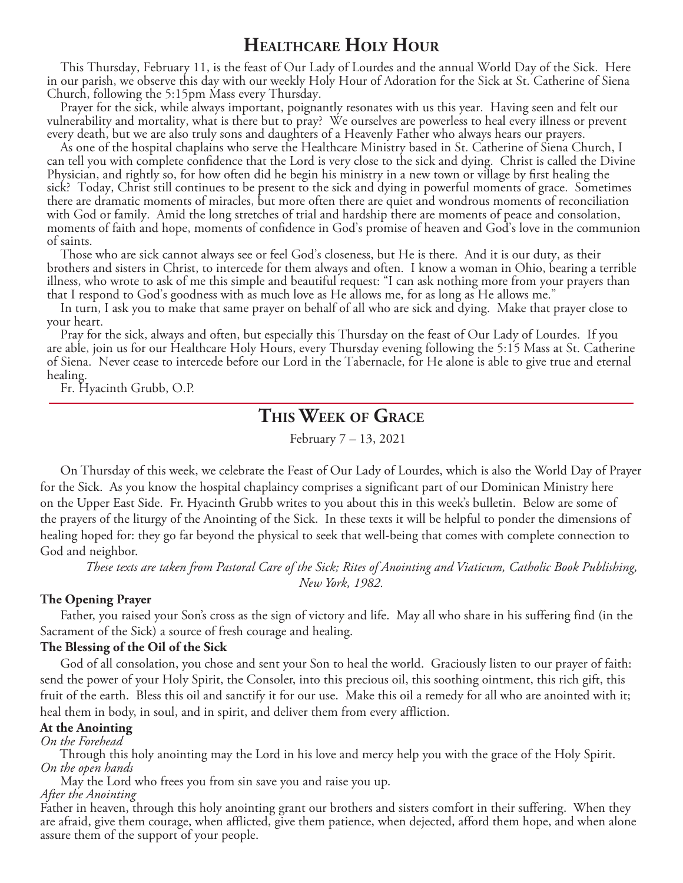## Healthcare Holy Hour

This Thursday, February 11, is the feast of Our Lady of Lourdes and the annual World Day of the Sick. Here in our parish, we observe this day with our weekly Holy Hour of Adoration for the Sick at St. Catherine of Siena Church, following the 5:15pm Mass every Thursday.

Prayer for the sick, while always important, poignantly resonates with us this year. Having seen and felt our vulnerability and mortality, what is there but to pray? We ourselves are powerless to heal every illness or prevent every death, but we are also truly sons and daughters of a Heavenly Father who always hears our prayers.

As one of the hospital chaplains who serve the Healthcare Ministry based in St. Catherine of Siena Church, I can tell you with complete confidence that the Lord is very close to the sick and dying. Christ is called the Divine Physician, and rightly so, for how often did he begin his ministry in a new town or village by first healing the sick? Today, Christ still continues to be present to the sick and dying in powerful moments of grace. Sometimes there are dramatic moments of miracles, but more often there are quiet and wondrous moments of reconciliation with God or family. Amid the long stretches of trial and hardship there are moments of peace and consolation, moments of faith and hope, moments of confidence in God's promise of heaven and God's love in the communion of saints.

Those who are sick cannot always see or feel God's closeness, but He is there. And it is our duty, as their brothers and sisters in Christ, to intercede for them always and often. I know a woman in Ohio, bearing a terrible illness, who wrote to ask of me this simple and beautiful request: "I can ask nothing more from your prayers than that I respond to God's goodness with as much love as He allows me, for as long as He allows me."

In turn, I ask you to make that same prayer on behalf of all who are sick and dying. Make that prayer close to your heart.

Pray for the sick, always and often, but especially this Thursday on the feast of Our Lady of Lourdes. If you are able, join us for our Healthcare Holy Hours, every Thursday evening following the 5:15 Mass at St. Catherine of Siena. Never cease to intercede before our Lord in the Tabernacle, for He alone is able to give true and eternal healing.

Fr. Hyacinth Grubb, O.P.

---

## This Week of Grace

February 7 – 13, 2021

On Thursday of this week, we celebrate the Feast of Our Lady of Lourdes, which is also the World Day of Prayer for the Sick. As you know the hospital chaplaincy comprises a significant part of our Dominican Ministry here on the Upper East Side. Fr. Hyacinth Grubb writes to you about this in this week's bulletin. Below are some of the prayers of the liturgy of the Anointing of the Sick. In these texts it will be helpful to ponder the dimensions of healing hoped for: they go far beyond the physical to seek that well-being that comes with complete connection to God and neighbor.

*These texts are taken from Pastoral Care of the Sick; Rites of Anointing and Viaticum, Catholic Book Publishing, New York, 1982.*

**The Opening Prayer**

Father, you raised your Son's cross as the sign of victory and life. May all who share in his suffering find (in the Sacrament of the Sick) a source of fresh courage and healing.

**The Blessing of the Oil of the Sick**

God of all consolation, you chose and sent your Son to heal the world. Graciously listen to our prayer of faith: send the power of your Holy Spirit, the Consoler, into this precious oil, this soothing ointment, this rich gift, this fruit of the earth. Bless this oil and sanctify it for our use. Make this oil a remedy for all who are anointed with it; heal them in body, in soul, and in spirit, and deliver them from every affliction.

**At the Anointing**

*On the Forehead*

Through this holy anointing may the Lord in his love and mercy help you with the grace of the Holy Spirit.

*On the open hands*

May the Lord who frees you from sin save you and raise you up.

*After the Anointing*

Father in heaven, through this holy anointing grant our brothers and sisters comfort in their suffering. When they are afraid, give them courage, when afflicted, give them patience, when dejected, afford them hope, and when alone assure them of the support of your people.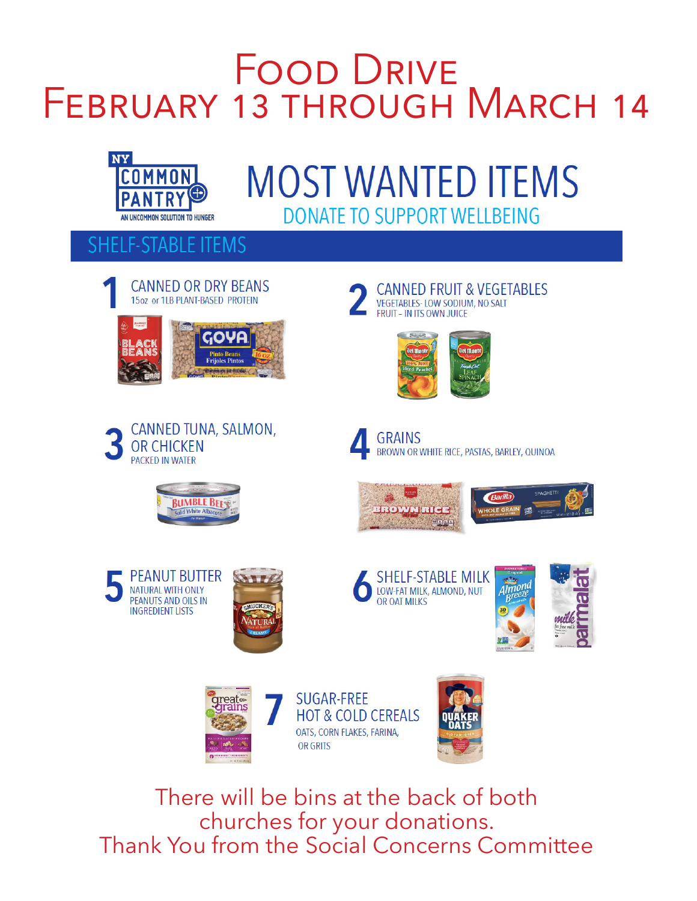# Food Drive
# February 13 through March 14

NY COMMON PANTRY
AN UNCOMMON SOLUTION TO HUNGER

## MOST WANTED ITEMS

DONATE TO SUPPORT WELLBEING

### SHELF-STABLE ITEMS

1. **CANNED OR DRY BEANS**
   15oz or 1LB PLANT-BASED PROTEIN

2. **CANNED FRUIT & VEGETABLES**
   VEGETABLES- LOW SODIUM, NO SALT
   FRUIT – IN ITS OWN JUICE

3. **CANNED TUNA, SALMON, OR CHICKEN**
   PACKED IN WATER

4. **GRAINS**
   BROWN OR WHITE RICE, PASTAS, BARLEY, QUINOA

5. **PEANUT BUTTER**
   NATURAL WITH ONLY PEANUTS AND OILS IN INGREDIENT LISTS

6. **SHELF-STABLE MILK**
   LOW-FAT MILK, ALMOND, NUT OR OAT MILKS

7. **SUGAR-FREE HOT & COLD CEREALS**
   OATS, CORN FLAKES, FARINA, OR GRITS

There will be bins at the back of both churches for your donations.
Thank You from the Social Concerns Committee